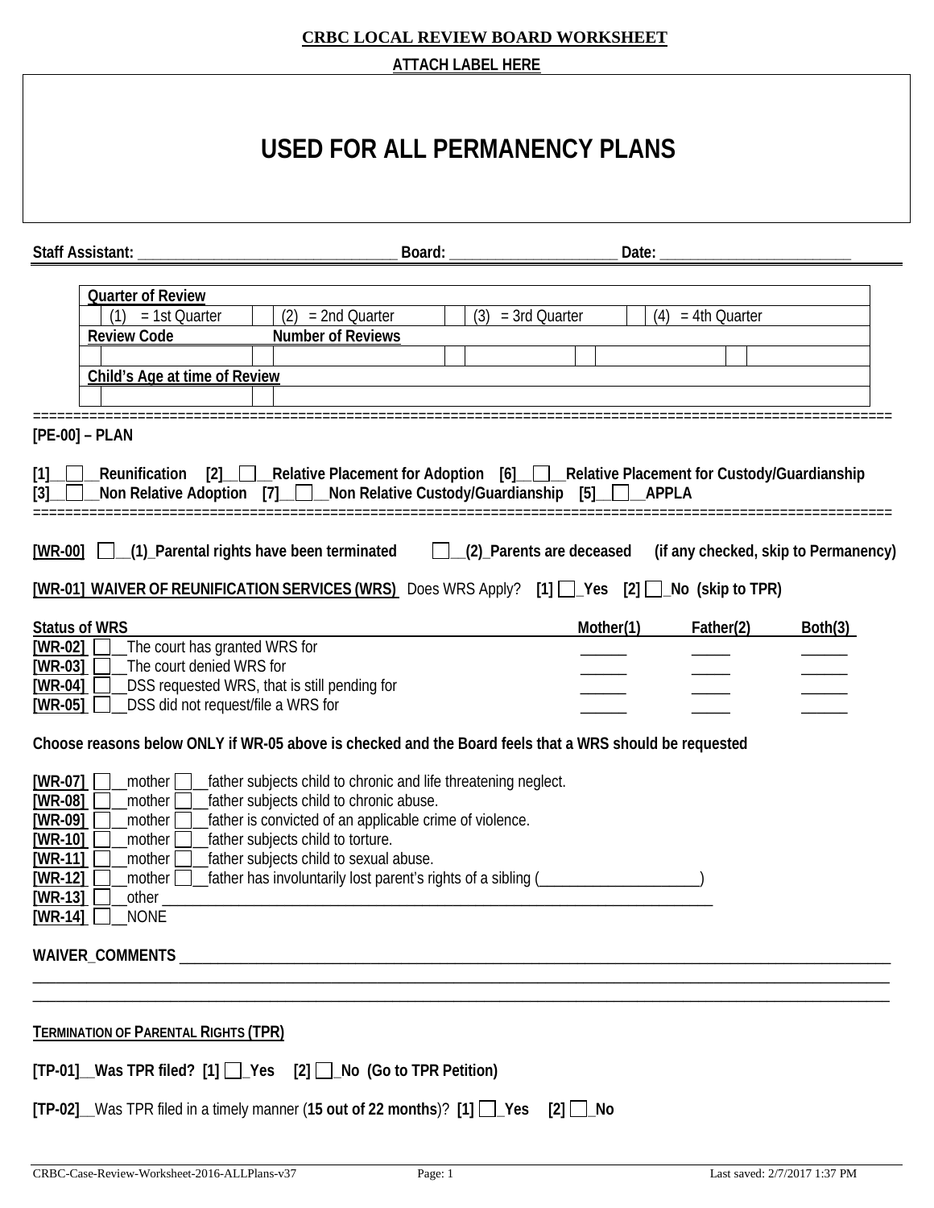**CRBC LOCAL REVIEW BOARD WORKSHEET**

**ATTACH LABEL HERE**

# USED FOR ALL PERMANENCY PLANS

**Staff Assistant:** ________________________________ **Board:** _____________________ **Date:** _________________________

| Quarter of Review | | | | | | | |
|---|---|---|---|---|---|---|---|
| | (1) = 1st Quarter | | (2) = 2nd Quarter | | (3) = 3rd Quarter | | (4) = 4th Quarter |
| **Review Code** | | **Number of Reviews** | | | | | |
| | | | | | | | |
| **Child's Age at time of Review** | | | | | | | |
| | | | | | | | |

**[PE-00] – PLAN**

**[1]__☐__Reunification [2]__☐__Relative Placement for Adoption [6]__☐__Relative Placement for Custody/Guardianship**
**[3]__☐__Non Relative Adoption [7]__☐__Non Relative Custody/Guardianship [5]__☐__APPLA**

**[WR-00]** ☐__**(1)_Parental rights have been terminated** ☐__**(2)_Parents are deceased (if any checked, skip to Permanency)**

**[WR-01] WAIVER OF REUNIFICATION SERVICES (WRS)** Does WRS Apply? **[1]** ☐_**Yes [2]** ☐_**No (skip to TPR)**

| **Status of WRS** | **Mother(1)** | **Father(2)** | **Both(3)** |
|---|---|---|---|
| **[WR-02]** ☐__The court has granted WRS for | ______ | _____ | ______ |
| **[WR-03]** ☐__The court denied WRS for | ______ | _____ | ______ |
| **[WR-04]** ☐__DSS requested WRS, that is still pending for | ______ | _____ | ______ |
| **[WR-05]** ☐__DSS did not request/file a WRS for | ______ | _____ | ______ |

**Choose reasons below ONLY if WR-05 above is checked and the Board feels that a WRS should be requested**

**[WR-07]** ☐__mother ☐__father subjects child to chronic and life threatening neglect.
**[WR-08]** ☐__mother ☐__father subjects child to chronic abuse.
**[WR-09]** ☐__mother ☐__father is convicted of an applicable crime of violence.
**[WR-10]** ☐__mother ☐__father subjects child to torture.
**[WR-11]** ☐__mother ☐__father subjects child to sexual abuse.
**[WR-12]** ☐__mother ☐__father has involuntarily lost parent's rights of a sibling (_____________________)
**[WR-13]** ☐__other ___________________________________________________________________________
**[WR-14]** ☐__NONE

**WAIVER_COMMENTS** _____________________________________________________________________________________________
_________________________________________________________________________________________________________________
_________________________________________________________________________________________________________________

**TERMINATION OF PARENTAL RIGHTS (TPR)**

**[TP-01]__Was TPR filed? [1]** ☐_**Yes [2]** ☐_**No (Go to TPR Petition)**

**[TP-02]**__Was TPR filed in a timely manner (**15 out of 22 months**)? **[1]** ☐_**Yes [2]** ☐_**No**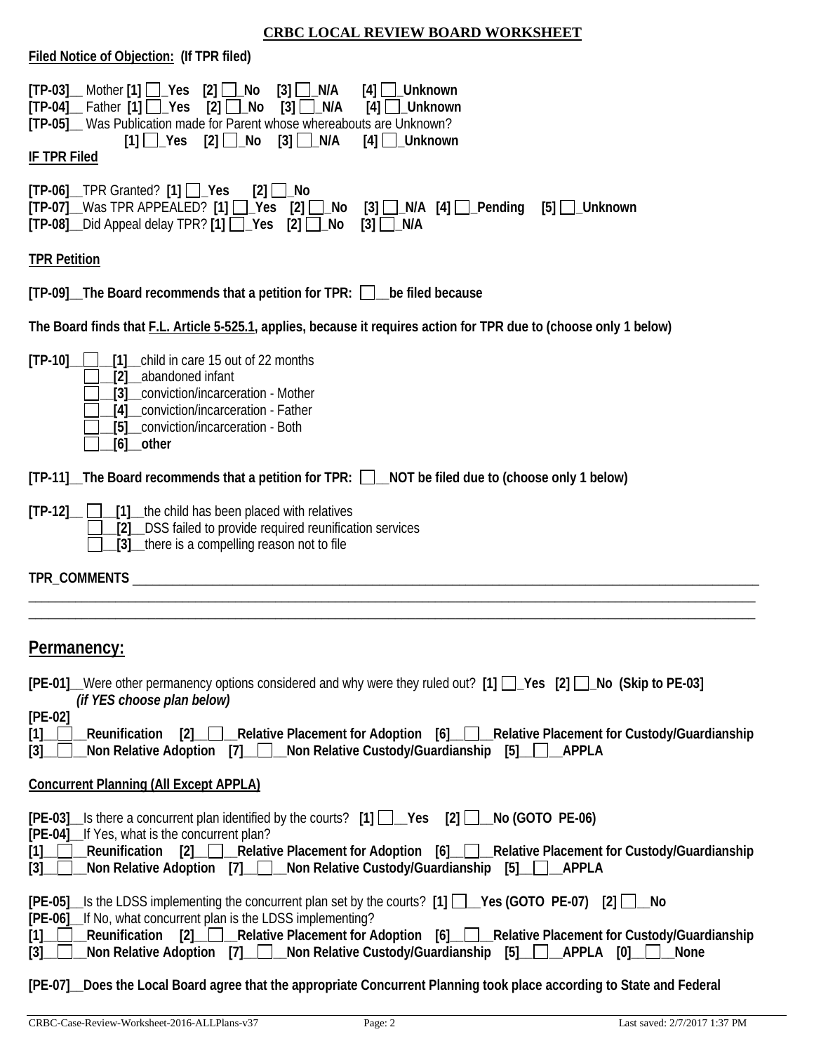**CRBC LOCAL REVIEW BOARD WORKSHEET**

**Filed Notice of Objection: (If TPR filed)**

**[TP-03]__** Mother **[1] ☐_Yes [2] ☐_No [3] ☐_N/A [4] ☐_Unknown**
**[TP-04]__** Father **[1] ☐_Yes [2] ☐_No [3] ☐_N/A [4] ☐_Unknown**
**[TP-05]__** Was Publication made for Parent whose whereabouts are Unknown?
**[1] ☐_Yes [2] ☐_No [3] ☐_N/A [4] ☐_Unknown**

**IF TPR Filed**

**[TP-06]__**TPR Granted? **[1] ☐_Yes [2] ☐_No**
**[TP-07]__**Was TPR APPEALED? **[1] ☐_Yes [2] ☐_No [3] ☐_N/A [4] ☐_Pending [5] ☐_Unknown**
**[TP-08]__**Did Appeal delay TPR? **[1] ☐_Yes [2] ☐_No [3] ☐_N/A**

**TPR Petition**

**[TP-09]__The Board recommends that a petition for TPR: ☐__be filed because**

**The Board finds that F.L. Article 5-525.1, applies, because it requires action for TPR due to (choose only 1 below)**

**[TP-10]__** ☐__**[1]**__child in care 15 out of 22 months
☐__**[2]**__abandoned infant
☐__**[3]**__conviction/incarceration - Mother
☐__**[4]**__conviction/incarceration - Father
☐__**[5]**__conviction/incarceration - Both
☐__**[6]__other**

**[TP-11]__The Board recommends that a petition for TPR: ☐__NOT be filed due to (choose only 1 below)**

**[TP-12]__** ☐__**[1]**__the child has been placed with relatives
☐__**[2]**__DSS failed to provide required reunification services
☐__**[3]**__there is a compelling reason not to file

**TPR_COMMENTS** ____________________________________________________________________________
______________________________________________________________________________________________
______________________________________________________________________________________________

## Permanency:

**[PE-01]__**Were other permanency options considered and why were they ruled out? **[1] ☐_Yes [2] ☐_No (Skip to PE-03]**
***(if YES choose plan below)***

**[PE-02]**
**[1]__☐__Reunification [2]__☐__Relative Placement for Adoption [6]__☐__Relative Placement for Custody/Guardianship**
**[3]__☐__Non Relative Adoption [7]__☐__Non Relative Custody/Guardianship [5]__☐__APPLA**

**Concurrent Planning (All Except APPLA)**

**[PE-03]__**Is there a concurrent plan identified by the courts? **[1] ☐__Yes [2] ☐__No (GOTO PE-06)**
**[PE-04]__**If Yes, what is the concurrent plan?
**[1]__☐__Reunification [2]__☐__Relative Placement for Adoption [6]__☐__Relative Placement for Custody/Guardianship**
**[3]__☐__Non Relative Adoption [7]__☐__Non Relative Custody/Guardianship [5]__☐__APPLA**

**[PE-05]__**Is the LDSS implementing the concurrent plan set by the courts? **[1] ☐__Yes (GOTO PE-07) [2] ☐__No**
**[PE-06]__**If No, what concurrent plan is the LDSS implementing?
**[1]__☐__Reunification [2]__☐__Relative Placement for Adoption [6]__☐__Relative Placement for Custody/Guardianship**
**[3]__☐__Non Relative Adoption [7]__☐__Non Relative Custody/Guardianship [5]__☐__APPLA [0]__☐__None**

**[PE-07]__Does the Local Board agree that the appropriate Concurrent Planning took place according to State and Federal**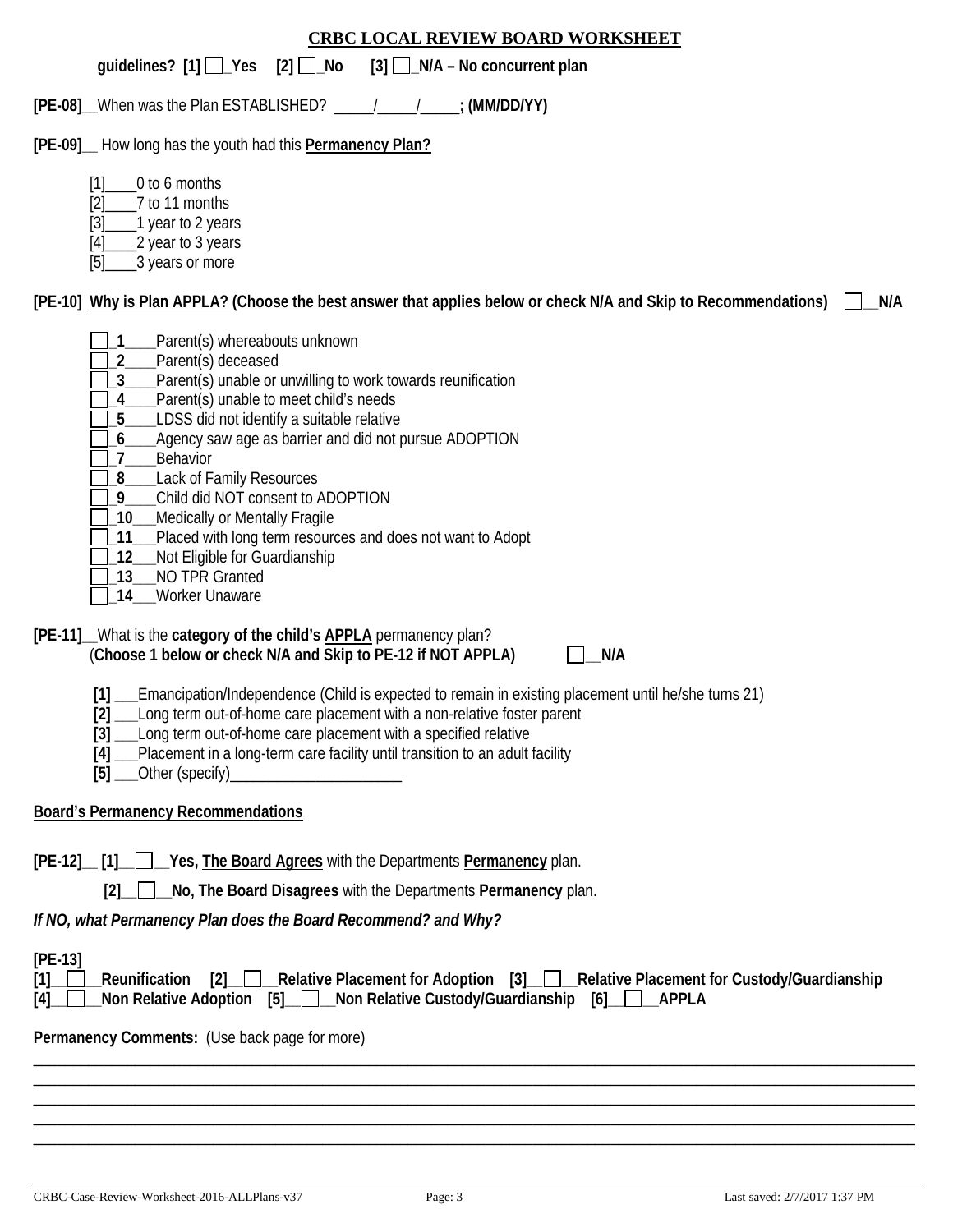## CRBC LOCAL REVIEW BOARD WORKSHEET

**guidelines? [1] ☐_Yes [2] ☐_No [3] ☐_N/A – No concurrent plan**

**[PE-08]**__When was the Plan ESTABLISHED? _____/_____/_____**; (MM/DD/YY)**

**[PE-09]**__ How long has the youth had this **Permanency Plan?**

- [1]____0 to 6 months
- [2]____7 to 11 months
- [3]____1 year to 2 years
- [4]____2 year to 3 years
- [5]____3 years or more

**[PE-10] Why is Plan APPLA? (Choose the best answer that applies below or check N/A and Skip to Recommendations)** ☐__N/A

- ☐_**1**____Parent(s) whereabouts unknown
- ☐_**2**____Parent(s) deceased
- ☐_**3**____Parent(s) unable or unwilling to work towards reunification
- ☐_**4**____Parent(s) unable to meet child's needs
- ☐_**5**____LDSS did not identify a suitable relative
- ☐_**6**____Agency saw age as barrier and did not pursue ADOPTION
- ☐_**7**____Behavior
- ☐_**8**____Lack of Family Resources
- ☐_**9**____Child did NOT consent to ADOPTION
- ☐_**10**___Medically or Mentally Fragile
- ☐_**11**___Placed with long term resources and does not want to Adopt
- ☐_**12**___Not Eligible for Guardianship
- ☐_**13**___NO TPR Granted
- ☐_**14**___Worker Unaware

**[PE-11]**__What is the **category of the child's APPLA** permanency plan?
(**Choose 1 below or check N/A and Skip to PE-12 if NOT APPLA)** ☐__N/A

- **[1]** ___Emancipation/Independence (Child is expected to remain in existing placement until he/she turns 21)
- **[2]** ___Long term out-of-home care placement with a non-relative foster parent
- **[3]** ___Long term out-of-home care placement with a specified relative
- **[4]** ___Placement in a long-term care facility until transition to an adult facility
- **[5]** ___Other (specify)_______________________

**Board's Permanency Recommendations**

**[PE-12]__ [1]__☐__Yes, The Board Agrees** with the Departments **Permanency** plan.

**[2]__☐__No, The Board Disagrees** with the Departments **Permanency** plan.

***If NO, what Permanency Plan does the Board Recommend? and Why?***

**[PE-13]**
**[1]__☐__Reunification [2]__☐__Relative Placement for Adoption [3]__☐__Relative Placement for Custody/Guardianship**
**[4]__☐__Non Relative Adoption [5]__☐__Non Relative Custody/Guardianship [6]__☐__APPLA**

**Permanency Comments:** (Use back page for more)

______________________________________________________________________________
______________________________________________________________________________
______________________________________________________________________________
______________________________________________________________________________
______________________________________________________________________________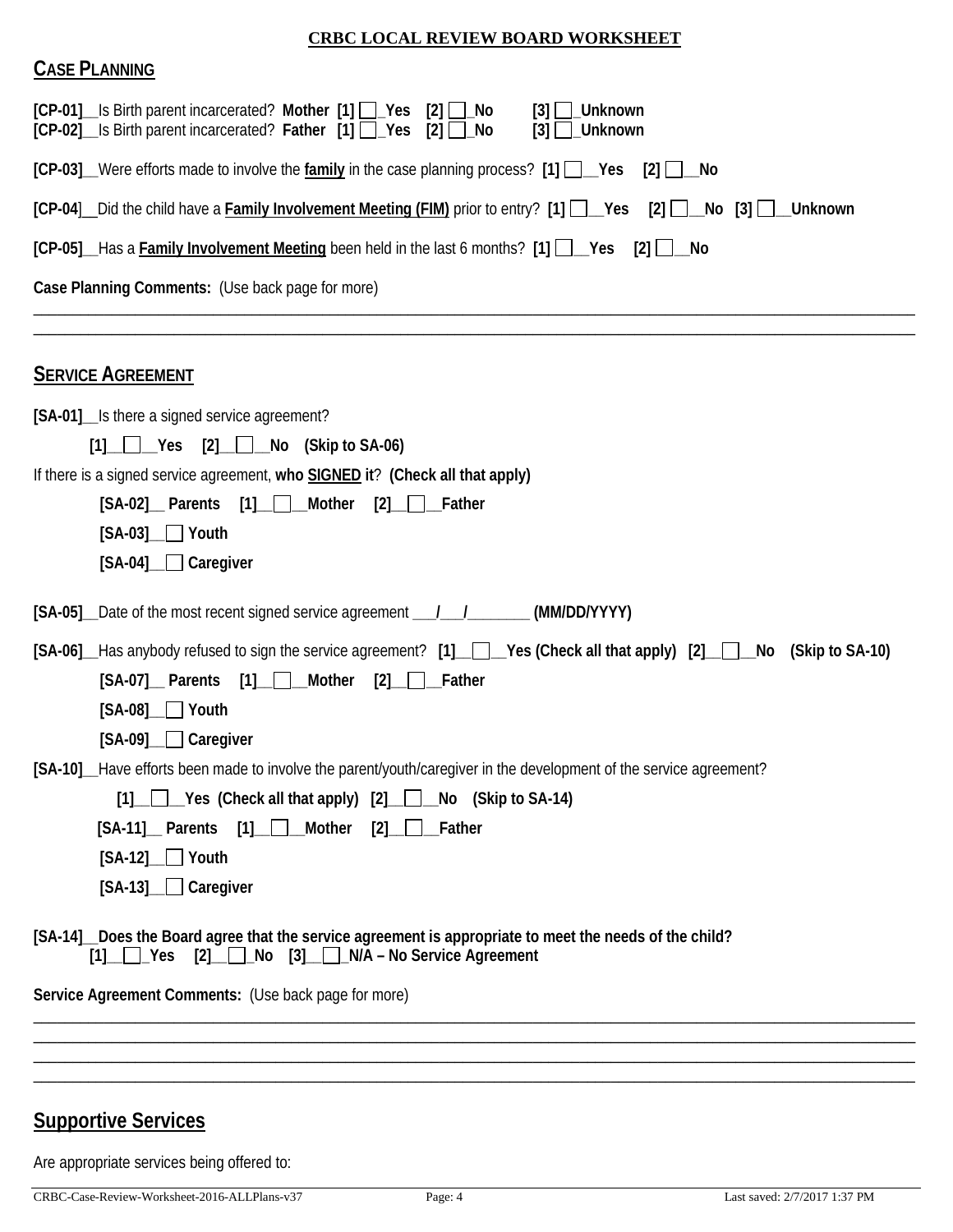**CRBC LOCAL REVIEW BOARD WORKSHEET**

## CASE PLANNING

**[CP-01]**__Is Birth parent incarcerated? **Mother [1] ☐_Yes [2] ☐_No [3] ☐_Unknown**
**[CP-02]**__Is Birth parent incarcerated? **Father [1] ☐_Yes [2] ☐_No [3] ☐_Unknown**

**[CP-03]**__Were efforts made to involve the **family** in the case planning process? **[1] ☐__Yes [2] ☐__No**

**[CP-04]**__Did the child have a **Family Involvement Meeting (FIM)** prior to entry? **[1] ☐__Yes [2] ☐__No [3] ☐__Unknown**

**[CP-05]**__Has a **Family Involvement Meeting** been held in the last 6 months? **[1] ☐__Yes [2] ☐__No**

**Case Planning Comments:** (Use back page for more)

______________________________________________________________________________________________

______________________________________________________________________________________________

## SERVICE AGREEMENT

**[SA-01]**__Is there a signed service agreement?

**[1]__☐__Yes [2]__☐__No (Skip to SA-06)**

If there is a signed service agreement, **who SIGNED it**? **(Check all that apply)**

**[SA-02]__ Parents [1]__☐__Mother [2]__☐__Father**

**[SA-03]__☐ Youth**

**[SA-04]__☐ Caregiver**

**[SA-05]**__Date of the most recent signed service agreement ___/___/________ **(MM/DD/YYYY)**

**[SA-06]**__Has anybody refused to sign the service agreement? **[1]__☐__Yes (Check all that apply) [2]__☐__No (Skip to SA-10)**

**[SA-07]__ Parents [1]__☐__Mother [2]__☐__Father**

**[SA-08]__☐ Youth**

**[SA-09]__☐ Caregiver**

**[SA-10]**__Have efforts been made to involve the parent/youth/caregiver in the development of the service agreement?

**[1]__☐__Yes (Check all that apply) [2]__☐__No (Skip to SA-14)**

**[SA-11]__ Parents [1]__☐__Mother [2]__☐__Father**

**[SA-12]__☐ Youth**

**[SA-13]__☐ Caregiver**

**[SA-14]__Does the Board agree that the service agreement is appropriate to meet the needs of the child?**
**[1]__☐_Yes [2]__☐_No [3]__☐_N/A – No Service Agreement**

**Service Agreement Comments:** (Use back page for more)

______________________________________________________________________________________________

______________________________________________________________________________________________

______________________________________________________________________________________________

______________________________________________________________________________________________

## Supportive Services

Are appropriate services being offered to: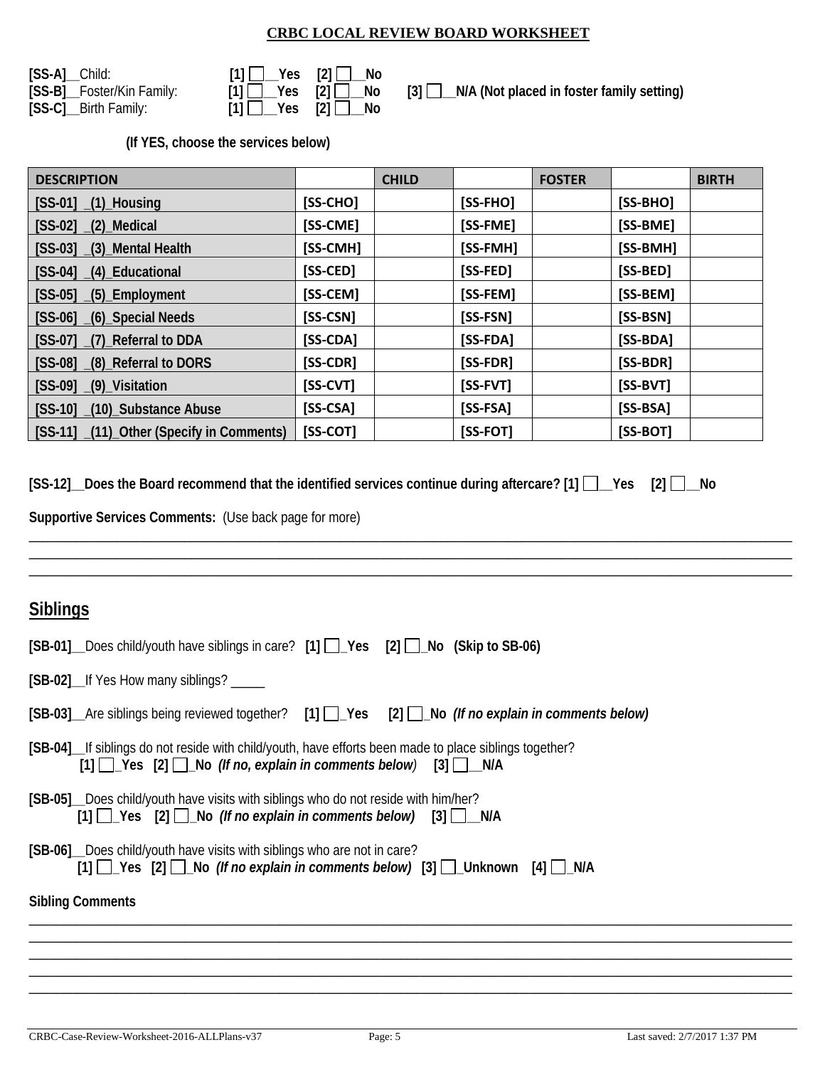# CRBC LOCAL REVIEW BOARD WORKSHEET

**[SS-A]**__Child: **[1] ☐__Yes [2] ☐__No**
**[SS-B]**__Foster/Kin Family: **[1] ☐__Yes [2] ☐__No [3] ☐__N/A (Not placed in foster family setting)**
**[SS-C]**__Birth Family: **[1] ☐__Yes [2] ☐__No**

**(If YES, choose the services below)**

| DESCRIPTION | | CHILD | | FOSTER | | BIRTH |
|---|---|---|---|---|---|---|
| [SS-01] _(1)_Housing | [SS-CHO] | | [SS-FHO] | | [SS-BHO] | |
| [SS-02] _(2)_Medical | [SS-CME] | | [SS-FME] | | [SS-BME] | |
| [SS-03] _(3)_Mental Health | [SS-CMH] | | [SS-FMH] | | [SS-BMH] | |
| [SS-04] _(4)_Educational | [SS-CED] | | [SS-FED] | | [SS-BED] | |
| [SS-05] _(5)_Employment | [SS-CEM] | | [SS-FEM] | | [SS-BEM] | |
| [SS-06] _(6)_Special Needs | [SS-CSN] | | [SS-FSN] | | [SS-BSN] | |
| [SS-07] _(7)_Referral to DDA | [SS-CDA] | | [SS-FDA] | | [SS-BDA] | |
| [SS-08] _(8)_Referral to DORS | [SS-CDR] | | [SS-FDR] | | [SS-BDR] | |
| [SS-09] _(9)_Visitation | [SS-CVT] | | [SS-FVT] | | [SS-BVT] | |
| [SS-10] _(10)_Substance Abuse | [SS-CSA] | | [SS-FSA] | | [SS-BSA] | |
| [SS-11] _(11)_Other (Specify in Comments) | [SS-COT] | | [SS-FOT] | | [SS-BOT] | |

**[SS-12]__Does the Board recommend that the identified services continue during aftercare? [1] ☐__Yes [2] ☐__No**

**Supportive Services Comments:** (Use back page for more)

______________________________________________________________________________
______________________________________________________________________________
______________________________________________________________________________

## Siblings

**[SB-01]**__Does child/youth have siblings in care? **[1] ☐_Yes [2] ☐_No (Skip to SB-06)**

**[SB-02]**__If Yes How many siblings? _____

**[SB-03]**__Are siblings being reviewed together? **[1] ☐_Yes [2] ☐_No *(If no explain in comments below)***

**[SB-04]**__If siblings do not reside with child/youth, have efforts been made to place siblings together?
**[1] ☐_Yes [2] ☐_No *(If no, explain in comments below*) [3] ☐__N/A**

**[SB-05]**__Does child/youth have visits with siblings who do not reside with him/her?
**[1] ☐_Yes [2] ☐_No *(If no explain in comments below)* [3] ☐__N/A**

**[SB-06]**__Does child/youth have visits with siblings who are not in care?
**[1] ☐_Yes [2] ☐_No *(If no explain in comments below)* [3] ☐_Unknown [4] ☐_N/A**

**Sibling Comments**

______________________________________________________________________________
______________________________________________________________________________
______________________________________________________________________________
______________________________________________________________________________
______________________________________________________________________________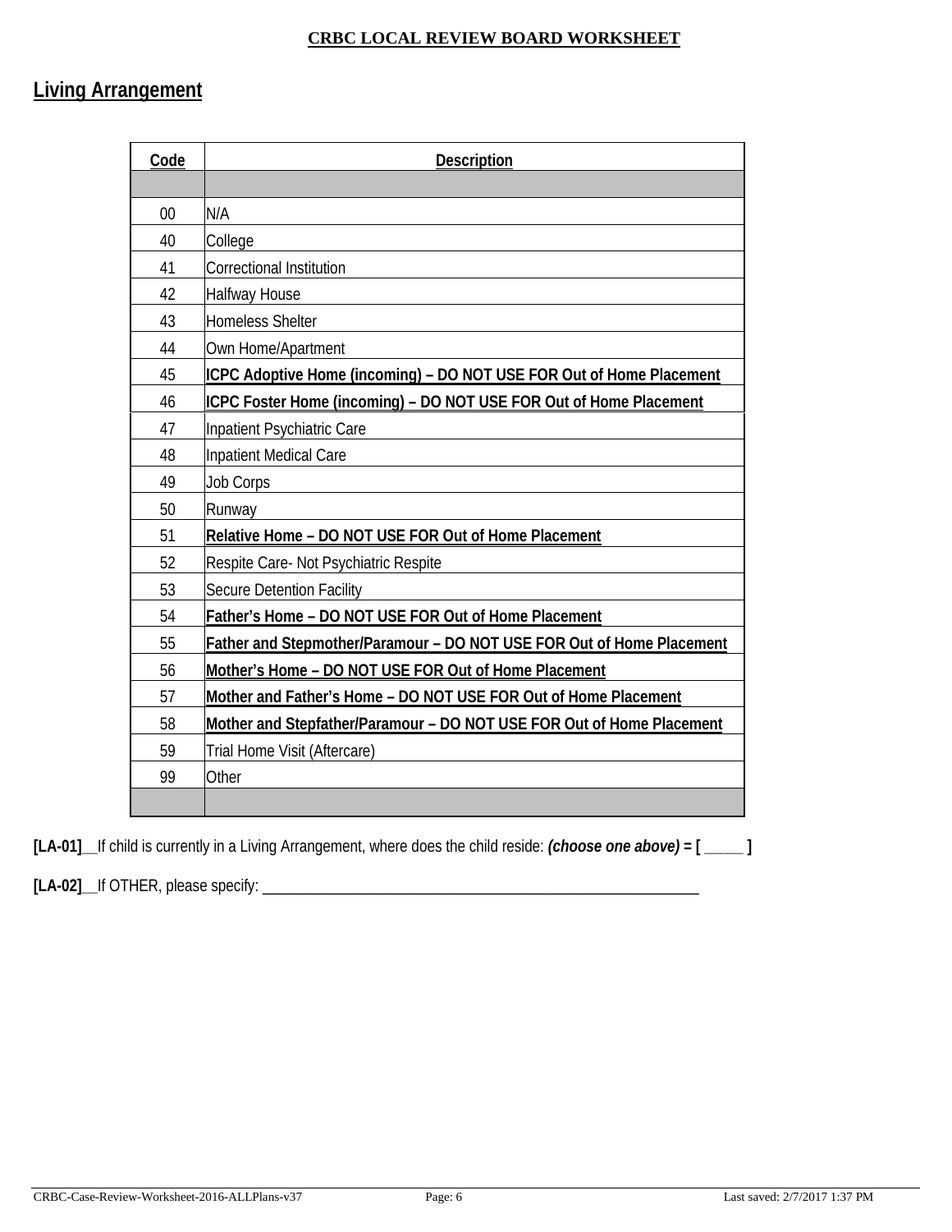**CRBC LOCAL REVIEW BOARD WORKSHEET**

## Living Arrangement

| Code | Description |
|---|---|
| | |
| 00 | N/A |
| 40 | College |
| 41 | Correctional Institution |
| 42 | Halfway House |
| 43 | Homeless Shelter |
| 44 | Own Home/Apartment |
| 45 | **ICPC Adoptive Home (incoming) – DO NOT USE FOR Out of Home Placement** |
| 46 | **ICPC Foster Home (incoming) – DO NOT USE FOR Out of Home Placement** |
| 47 | Inpatient Psychiatric Care |
| 48 | Inpatient Medical Care |
| 49 | Job Corps |
| 50 | Runway |
| 51 | **Relative Home – DO NOT USE FOR Out of Home Placement** |
| 52 | Respite Care- Not Psychiatric Respite |
| 53 | Secure Detention Facility |
| 54 | **Father's Home – DO NOT USE FOR Out of Home Placement** |
| 55 | **Father and Stepmother/Paramour – DO NOT USE FOR Out of Home Placement** |
| 56 | **Mother's Home – DO NOT USE FOR Out of Home Placement** |
| 57 | **Mother and Father's Home – DO NOT USE FOR Out of Home Placement** |
| 58 | **Mother and Stepfather/Paramour – DO NOT USE FOR Out of Home Placement** |
| 59 | Trial Home Visit (Aftercare) |
| 99 | Other |
| | |

**[LA-01]**__If child is currently in a Living Arrangement, where does the child reside: ***(choose one above) = [ _____ ]***

**[LA-02]**__If OTHER, please specify: ____________________________________________________________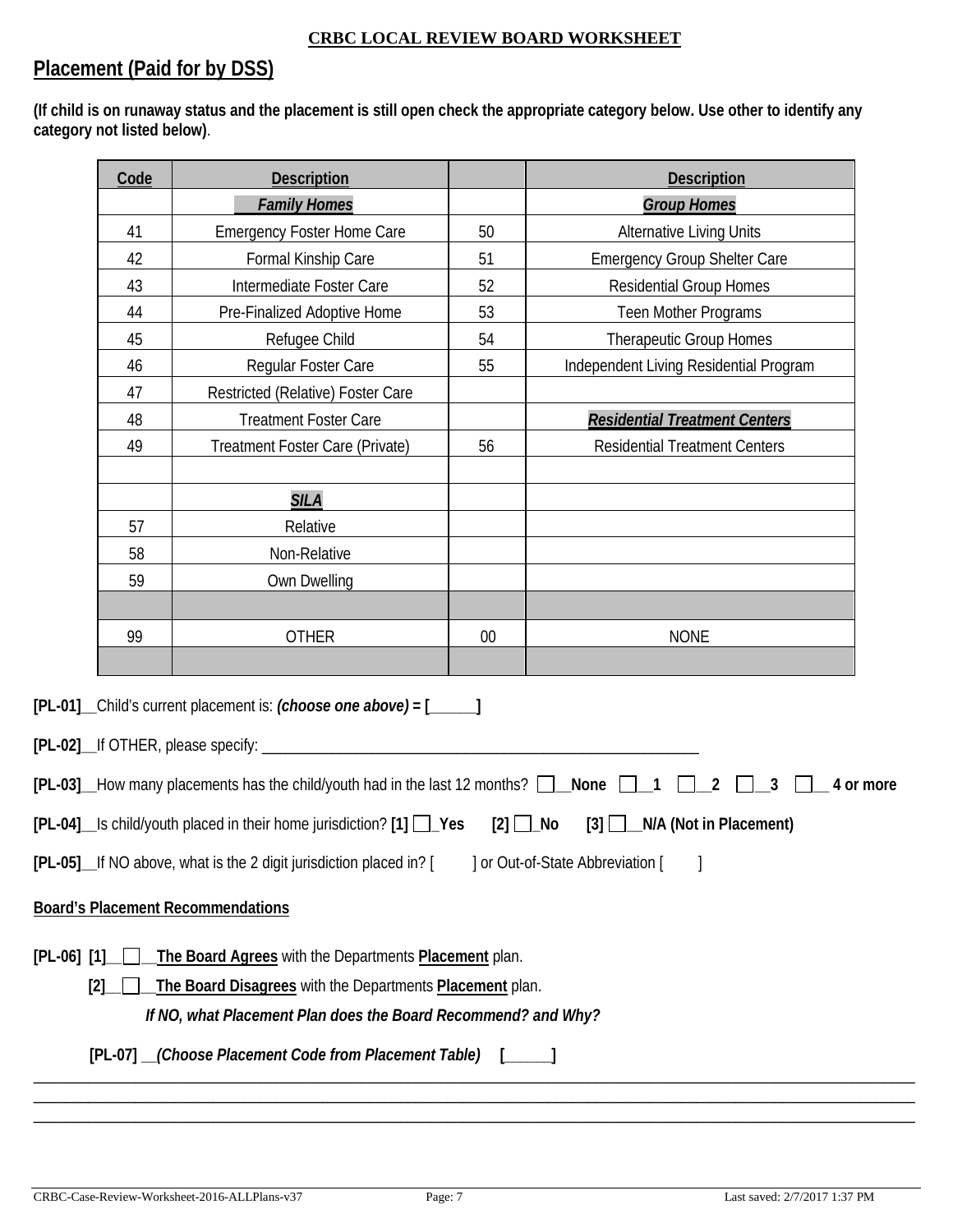**CRBC LOCAL REVIEW BOARD WORKSHEET**

## Placement (Paid for by DSS)

**(If child is on runaway status and the placement is still open check the appropriate category below. Use other to identify any category not listed below)**.

| Code | Description | | Description |
|---|---|---|---|
| | ***Family Homes*** | | ***Group Homes*** |
| 41 | Emergency Foster Home Care | 50 | Alternative Living Units |
| 42 | Formal Kinship Care | 51 | Emergency Group Shelter Care |
| 43 | Intermediate Foster Care | 52 | Residential Group Homes |
| 44 | Pre-Finalized Adoptive Home | 53 | Teen Mother Programs |
| 45 | Refugee Child | 54 | Therapeutic Group Homes |
| 46 | Regular Foster Care | 55 | Independent Living Residential Program |
| 47 | Restricted (Relative) Foster Care | | |
| 48 | Treatment Foster Care | | ***Residential Treatment Centers*** |
| 49 | Treatment Foster Care (Private) | 56 | Residential Treatment Centers |
| | | | |
| | ***SILA*** | | |
| 57 | Relative | | |
| 58 | Non-Relative | | |
| 59 | Own Dwelling | | |
| | | | |
| 99 | OTHER | 00 | NONE |
| | | | |

**[PL-01]**__Child's current placement is: ***(choose one above) = [______]***

**[PL-02]**__If OTHER, please specify: ___________________________________________________________

**[PL-03]**__How many placements has the child/youth had in the last 12 months? ☐__**None** ☐__**1** ☐__**2** ☐__**3** ☐__ **4 or more**

**[PL-04]**__Is child/youth placed in their home jurisdiction? **[1]** ☐_**Yes** **[2]** ☐_**No** **[3]** ☐__**N/A (Not in Placement)**

**[PL-05]**__If NO above, what is the 2 digit jurisdiction placed in? [ ] or Out-of-State Abbreviation [ ]

**Board's Placement Recommendations**

**[PL-06]** **[1]**__☐__**The Board Agrees** with the Departments **Placement** plan.

**[2]**__☐__**The Board Disagrees** with the Departments **Placement** plan.

***If NO, what Placement Plan does the Board Recommend? and Why?***

**[PL-07]** __***(Choose Placement Code from Placement Table)*** **[______]**

______________________________________________________________________________________________

______________________________________________________________________________________________

______________________________________________________________________________________________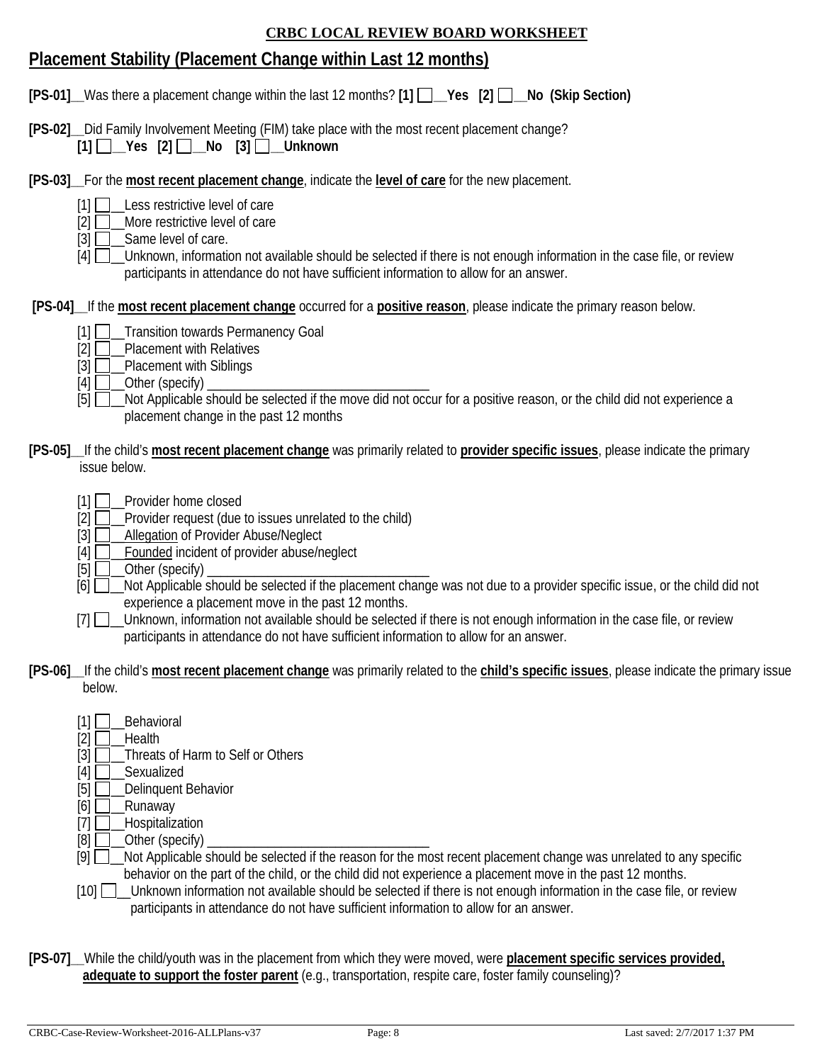**CRBC LOCAL REVIEW BOARD WORKSHEET**

## Placement Stability (Placement Change within Last 12 months)

**[PS-01]**__Was there a placement change within the last 12 months? **[1] ☐__Yes [2] ☐__No (Skip Section)**

**[PS-02]**__Did Family Involvement Meeting (FIM) take place with the most recent placement change?
**[1] ☐__Yes [2] ☐__No [3] ☐__Unknown**

**[PS-03]**__For the **most recent placement change**, indicate the **level of care** for the new placement.

- [1] ☐__Less restrictive level of care
- [2] ☐__More restrictive level of care
- [3] ☐__Same level of care.
- [4] ☐__Unknown, information not available should be selected if there is not enough information in the case file, or review participants in attendance do not have sufficient information to allow for an answer.

**[PS-04]**__If the **most recent placement change** occurred for a **positive reason**, please indicate the primary reason below.

- [1] ☐__Transition towards Permanency Goal
- [2] ☐__Placement with Relatives
- [3] ☐__Placement with Siblings
- [4] ☐__Other (specify) ________________________________
- [5] ☐__Not Applicable should be selected if the move did not occur for a positive reason, or the child did not experience a placement change in the past 12 months

**[PS-05]**__If the child's **most recent placement change** was primarily related to **provider specific issues**, please indicate the primary issue below.

- [1] ☐__Provider home closed
- [2] ☐__Provider request (due to issues unrelated to the child)
- [3] ☐__Allegation of Provider Abuse/Neglect
- [4] ☐__Founded incident of provider abuse/neglect
- [5] ☐__Other (specify) ________________________________
- [6] ☐__Not Applicable should be selected if the placement change was not due to a provider specific issue, or the child did not experience a placement move in the past 12 months.
- [7] ☐__Unknown, information not available should be selected if there is not enough information in the case file, or review participants in attendance do not have sufficient information to allow for an answer.

**[PS-06]**__If the child's **most recent placement change** was primarily related to the **child's specific issues**, please indicate the primary issue below.

- [1] ☐__Behavioral
- [2] ☐__Health
- [3] ☐__Threats of Harm to Self or Others
- [4] ☐__Sexualized
- [5] ☐__Delinquent Behavior
- [6] ☐__Runaway
- [7] ☐__Hospitalization
- [8] ☐__Other (specify) ________________________________
- [9] ☐__Not Applicable should be selected if the reason for the most recent placement change was unrelated to any specific behavior on the part of the child, or the child did not experience a placement move in the past 12 months.
- [10] ☐__Unknown information not available should be selected if there is not enough information in the case file, or review participants in attendance do not have sufficient information to allow for an answer.

**[PS-07]**__While the child/youth was in the placement from which they were moved, were **placement specific services provided, adequate to support the foster parent** (e.g., transportation, respite care, foster family counseling)?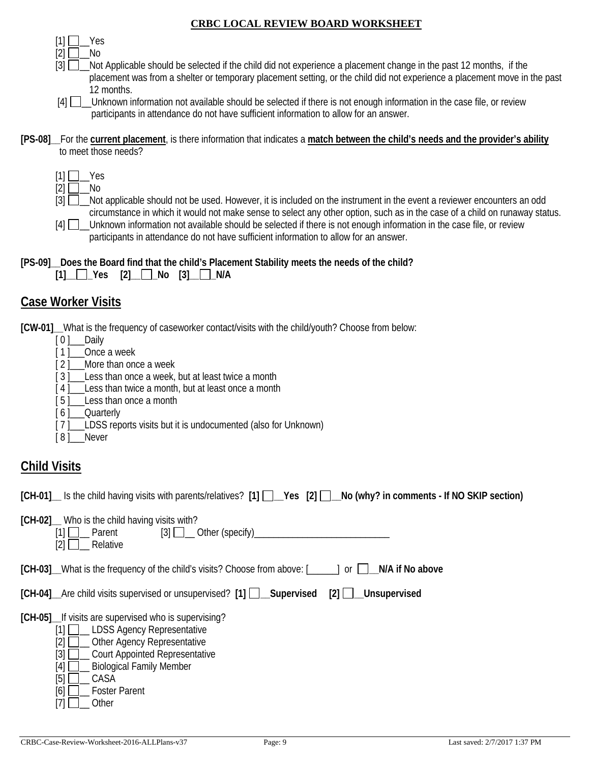[1] ☐__Yes
[2] ☐__No
[3] ☐__Not Applicable should be selected if the child did not experience a placement change in the past 12 months, if the placement was from a shelter or temporary placement setting, or the child did not experience a placement move in the past 12 months.
[4] ☐__Unknown information not available should be selected if there is not enough information in the case file, or review participants in attendance do not have sufficient information to allow for an answer.

**[PS-08]**__For the **current placement**, is there information that indicates a **match between the child's needs and the provider's ability** to meet those needs?

[1] ☐__Yes
[2] ☐__No
[3] ☐__Not applicable should not be used. However, it is included on the instrument in the event a reviewer encounters an odd circumstance in which it would not make sense to select any other option, such as in the case of a child on runaway status.
[4] ☐__Unknown information not available should be selected if there is not enough information in the case file, or review participants in attendance do not have sufficient information to allow for an answer.

**[PS-09]__Does the Board find that the child's Placement Stability meets the needs of the child?**
**[1]__☐_Yes [2]__☐_No [3]__☐_N/A**

## Case Worker Visits

**[CW-01]**__What is the frequency of caseworker contact/visits with the child/youth? Choose from below:
[ 0 ]___Daily
[ 1 ]___Once a week
[ 2 ]___More than once a week
[ 3 ]___Less than once a week, but at least twice a month
[ 4 ]___Less than twice a month, but at least once a month
[ 5 ]___Less than once a month
[ 6 ]___Quarterly
[ 7 ]___LDSS reports visits but it is undocumented (also for Unknown)
[ 8 ]___Never

## Child Visits

**[CH-01]**__ Is the child having visits with parents/relatives? **[1] ☐__Yes [2] ☐__No (why? in comments - If NO SKIP section)**

**[CH-02]**__ Who is the child having visits with?
[1] ☐__ Parent [3] ☐__ Other (specify)____________________________
[2] ☐__ Relative

**[CH-03]**__What is the frequency of the child's visits? Choose from above: [______] or ☐__**N/A if No above**

**[CH-04]**__Are child visits supervised or unsupervised? **[1] ☐__Supervised [2] ☐__Unsupervised**

**[CH-05]**__If visits are supervised who is supervising?
[1] ☐__ LDSS Agency Representative
[2] ☐__ Other Agency Representative
[3] ☐__ Court Appointed Representative
[4] ☐__ Biological Family Member
[5] ☐__ CASA
[6] ☐__ Foster Parent
[7] ☐__ Other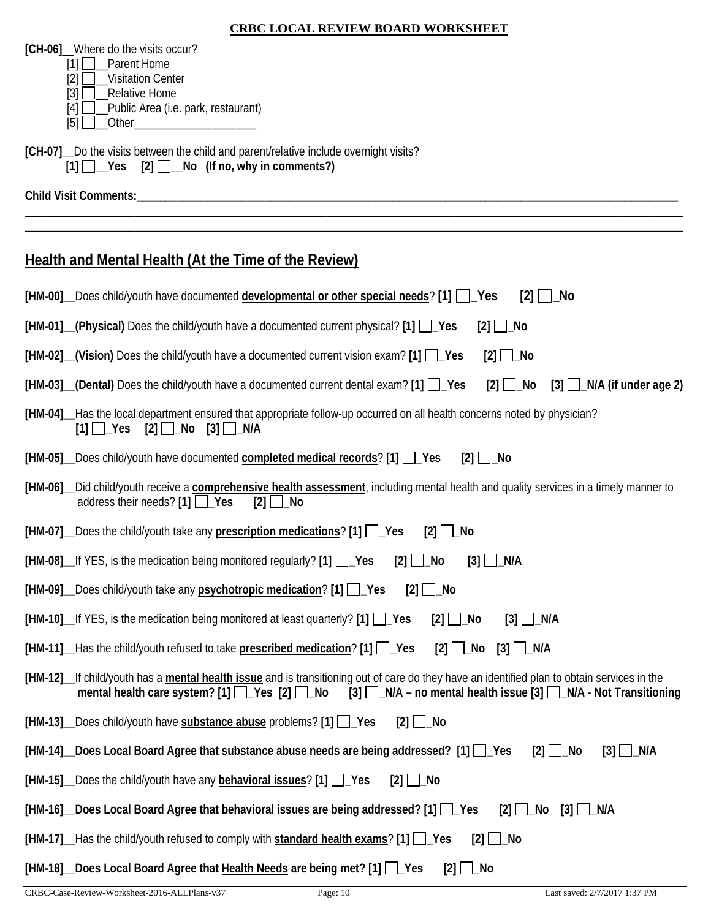**CRBC LOCAL REVIEW BOARD WORKSHEET**

**[CH-06]**__Where do the visits occur?

[1] ☐__Parent Home
[2] ☐__Visitation Center
[3] ☐__Relative Home
[4] ☐__Public Area (i.e. park, restaurant)
[5] ☐__Other____________________

**[CH-07]**__Do the visits between the child and parent/relative include overnight visits?
**[1] ☐__Yes [2] ☐__No (If no, why in comments?)**

**Child Visit Comments:**______________________________________________________________________________

______________________________________________________________________________________________

______________________________________________________________________________________________

## Health and Mental Health (At the Time of the Review)

**[HM-00]**__Does child/youth have documented **developmental or other special needs**? **[1] ☐_Yes [2] ☐_No**

**[HM-01]__(Physical)** Does the child/youth have a documented current physical? **[1] ☐_Yes [2] ☐_No**

**[HM-02]__(Vision)** Does the child/youth have a documented current vision exam? **[1] ☐_Yes [2] ☐_No**

**[HM-03]__(Dental)** Does the child/youth have a documented current dental exam? **[1] ☐_Yes [2] ☐_No [3] ☐_N/A (if under age 2)**

**[HM-04]**__Has the local department ensured that appropriate follow-up occurred on all health concerns noted by physician?
**[1] ☐_Yes [2] ☐_No [3] ☐_N/A**

**[HM-05]**__Does child/youth have documented **completed medical records**? **[1] ☐_Yes [2] ☐_No**

**[HM-06]**__Did child/youth receive a **comprehensive health assessment**, including mental health and quality services in a timely manner to address their needs? **[1] ☐_Yes [2] ☐_No**

**[HM-07]**__Does the child/youth take any **prescription medications**? **[1] ☐_Yes [2] ☐_No**

**[HM-08]**__If YES, is the medication being monitored regularly? **[1] ☐_Yes [2] ☐_No [3] ☐_N/A**

**[HM-09]**__Does child/youth take any **psychotropic medication**? **[1] ☐_Yes [2] ☐_No**

**[HM-10]**__If YES, is the medication being monitored at least quarterly? **[1] ☐_Yes [2] ☐_No [3] ☐_N/A**

**[HM-11]**__Has the child/youth refused to take **prescribed medication**? **[1] ☐_Yes [2] ☐_No [3] ☐_N/A**

**[HM-12]**__If child/youth has a **mental health issue** and is transitioning out of care do they have an identified plan to obtain services in the **mental health care system? [1] ☐_Yes [2] ☐_No [3] ☐_N/A – no mental health issue [3] ☐_N/A - Not Transitioning**

**[HM-13]**__Does child/youth have **substance abuse** problems? **[1] ☐_Yes [2] ☐_No**

**[HM-14]__Does Local Board Agree that substance abuse needs are being addressed? [1] ☐_Yes [2] ☐_No [3] ☐_N/A**

**[HM-15]**__Does the child/youth have any **behavioral issues**? **[1] ☐_Yes [2] ☐_No**

**[HM-16]__Does Local Board Agree that behavioral issues are being addressed? [1] ☐_Yes [2] ☐_No [3] ☐_N/A**

**[HM-17]**__Has the child/youth refused to comply with **standard health exams**? **[1] ☐_Yes [2] ☐_No**

**[HM-18]__Does Local Board Agree that Health Needs are being met? [1] ☐_Yes [2] ☐_No**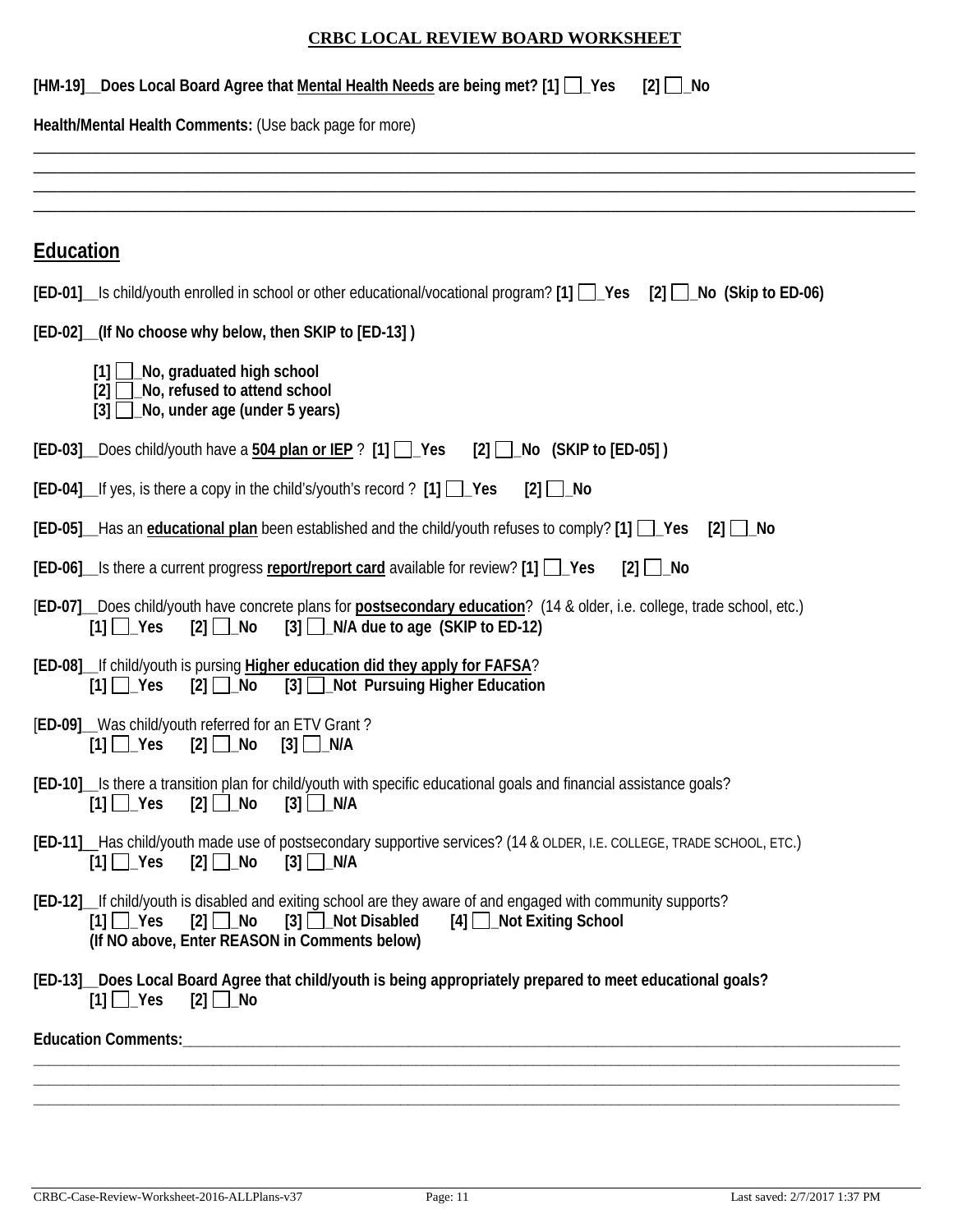**CRBC LOCAL REVIEW BOARD WORKSHEET**

**[HM-19]__Does Local Board Agree that Mental Health Needs are being met? [1] ☐_Yes [2] ☐_No**

**Health/Mental Health Comments:** (Use back page for more)

______________________________________________________________________________________________________
______________________________________________________________________________________________________
______________________________________________________________________________________________________
______________________________________________________________________________________________________

## Education

**[ED-01]**__Is child/youth enrolled in school or other educational/vocational program? **[1] ☐_Yes [2] ☐_No (Skip to ED-06)**

**[ED-02]__(If No choose why below, then SKIP to [ED-13] )**

- **[1] ☐_No, graduated high school**
- **[2] ☐_No, refused to attend school**
- **[3] ☐_No, under age (under 5 years)**

**[ED-03]**__Does child/youth have a **504 plan or IEP** ? **[1] ☐_Yes [2] ☐_No (SKIP to [ED-05] )**

**[ED-04]**__If yes, is there a copy in the child's/youth's record ? **[1] ☐_Yes [2] ☐_No**

**[ED-05]**__Has an **educational plan** been established and the child/youth refuses to comply? **[1] ☐_Yes [2] ☐_No**

**[ED-06]**__Is there a current progress **report/report card** available for review? **[1] ☐_Yes [2] ☐_No**

[**ED-07]**__Does child/youth have concrete plans for **postsecondary education**? (14 & older, i.e. college, trade school, etc.)
**[1] ☐_Yes [2] ☐_No [3] ☐_N/A due to age (SKIP to ED-12)**

**[ED-08]**__If child/youth is pursing **Higher education did they apply for FAFSA**?
**[1] ☐_Yes [2] ☐_No [3] ☐_Not Pursuing Higher Education**

[**ED-09]**__Was child/youth referred for an ETV Grant ?
**[1] ☐_Yes [2] ☐_No [3] ☐_N/A**

**[ED-10]**__Is there a transition plan for child/youth with specific educational goals and financial assistance goals?
**[1] ☐_Yes [2] ☐_No [3] ☐_N/A**

**[ED-11]**__Has child/youth made use of postsecondary supportive services? (14 & OLDER, I.E. COLLEGE, TRADE SCHOOL, ETC.)
**[1] ☐_Yes [2] ☐_No [3] ☐_N/A**

**[ED-12]**__If child/youth is disabled and exiting school are they aware of and engaged with community supports?
**[1] ☐_Yes [2] ☐_No [3] ☐_Not Disabled [4] ☐_Not Exiting School**
**(If NO above, Enter REASON in Comments below)**

**[ED-13]__Does Local Board Agree that child/youth is being appropriately prepared to meet educational goals?**
**[1] ☐_Yes [2] ☐_No**

**Education Comments:**______________________________________________________________________________________
______________________________________________________________________________________________________
______________________________________________________________________________________________________
______________________________________________________________________________________________________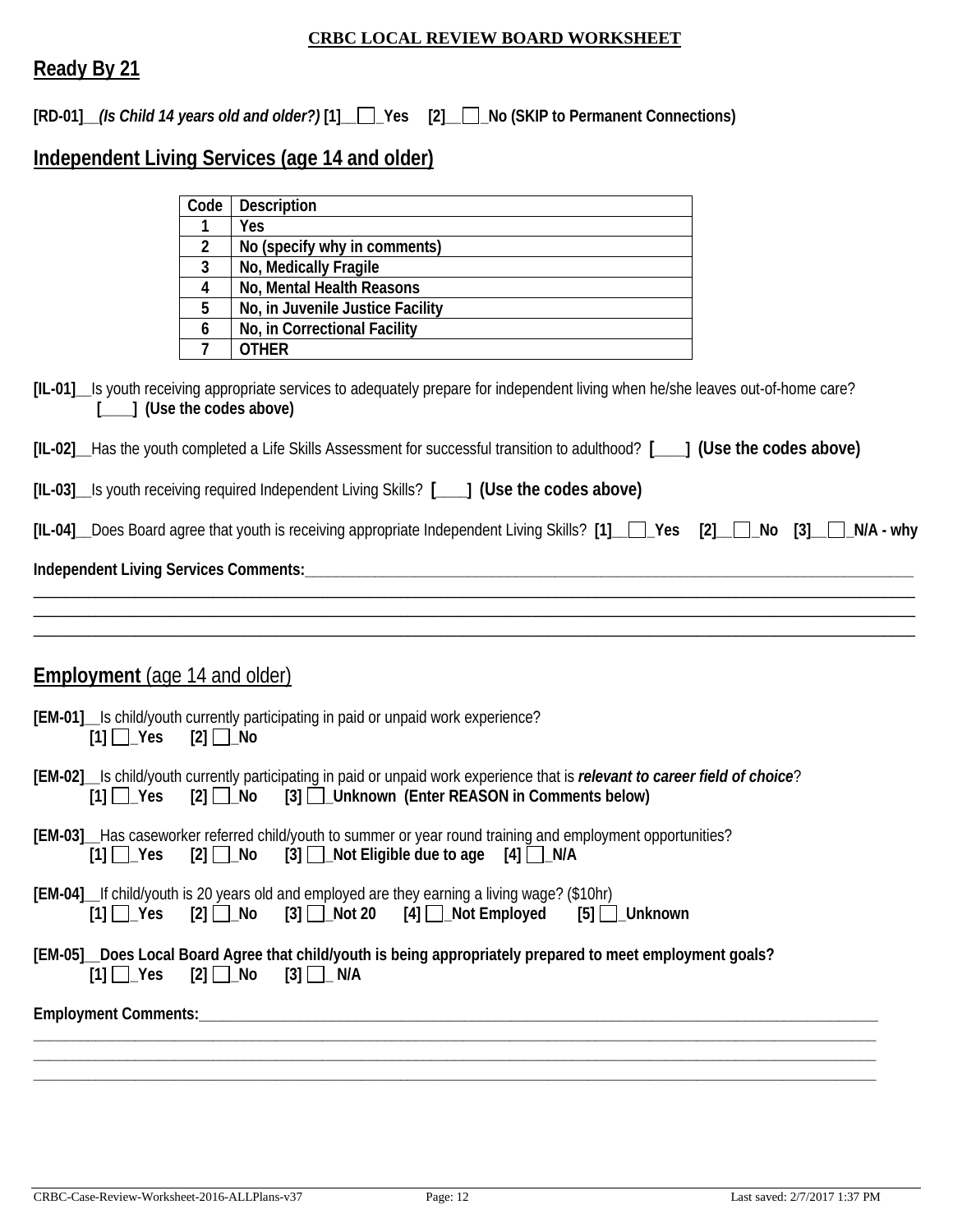**CRBC LOCAL REVIEW BOARD WORKSHEET**

## Ready By 21

**[RD-01]__*(Is Child 14 years old and older?)* [1]__☐_Yes [2]__☐_No (SKIP to Permanent Connections)**

## Independent Living Services (age 14 and older)

| Code | Description |
|---|---|
| 1 | Yes |
| 2 | No (specify why in comments) |
| 3 | No, Medically Fragile |
| 4 | No, Mental Health Reasons |
| 5 | No, in Juvenile Justice Facility |
| 6 | No, in Correctional Facility |
| 7 | OTHER |

**[IL-01]**__Is youth receiving appropriate services to adequately prepare for independent living when he/she leaves out-of-home care? **[____] (Use the codes above)**

**[IL-02]**__Has the youth completed a Life Skills Assessment for successful transition to adulthood? **[____] (Use the codes above)**

**[IL-03]**__Is youth receiving required Independent Living Skills? **[____] (Use the codes above)**

**[IL-04]**__Does Board agree that youth is receiving appropriate Independent Living Skills? **[1]__☐_Yes [2]__☐_No [3]__☐_N/A - why**

**Independent Living Services Comments:**______________________________________________________________________________

________________________________________________________________________________________________________

________________________________________________________________________________________________________

________________________________________________________________________________________________________

## Employment (age 14 and older)

**[EM-01]**__Is child/youth currently participating in paid or unpaid work experience?
**[1] ☐_Yes [2] ☐_No**

**[EM-02]**__Is child/youth currently participating in paid or unpaid work experience that is ***relevant to career field of choice***?
**[1] ☐_Yes [2] ☐_No [3] ☐_Unknown (Enter REASON in Comments below)**

**[EM-03]**__Has caseworker referred child/youth to summer or year round training and employment opportunities?
**[1] ☐_Yes [2] ☐_No [3] ☐_Not Eligible due to age [4] ☐_N/A**

**[EM-04]**__If child/youth is 20 years old and employed are they earning a living wage? ($10hr)
**[1] ☐_Yes [2] ☐_No [3] ☐_Not 20 [4] ☐_Not Employed [5] ☐_Unknown**

**[EM-05]__Does Local Board Agree that child/youth is being appropriately prepared to meet employment goals?**
**[1] ☐_Yes [2] ☐_No [3] ☐_ N/A**

**Employment Comments:**______________________________________________________________________________________

________________________________________________________________________________________________________

________________________________________________________________________________________________________

________________________________________________________________________________________________________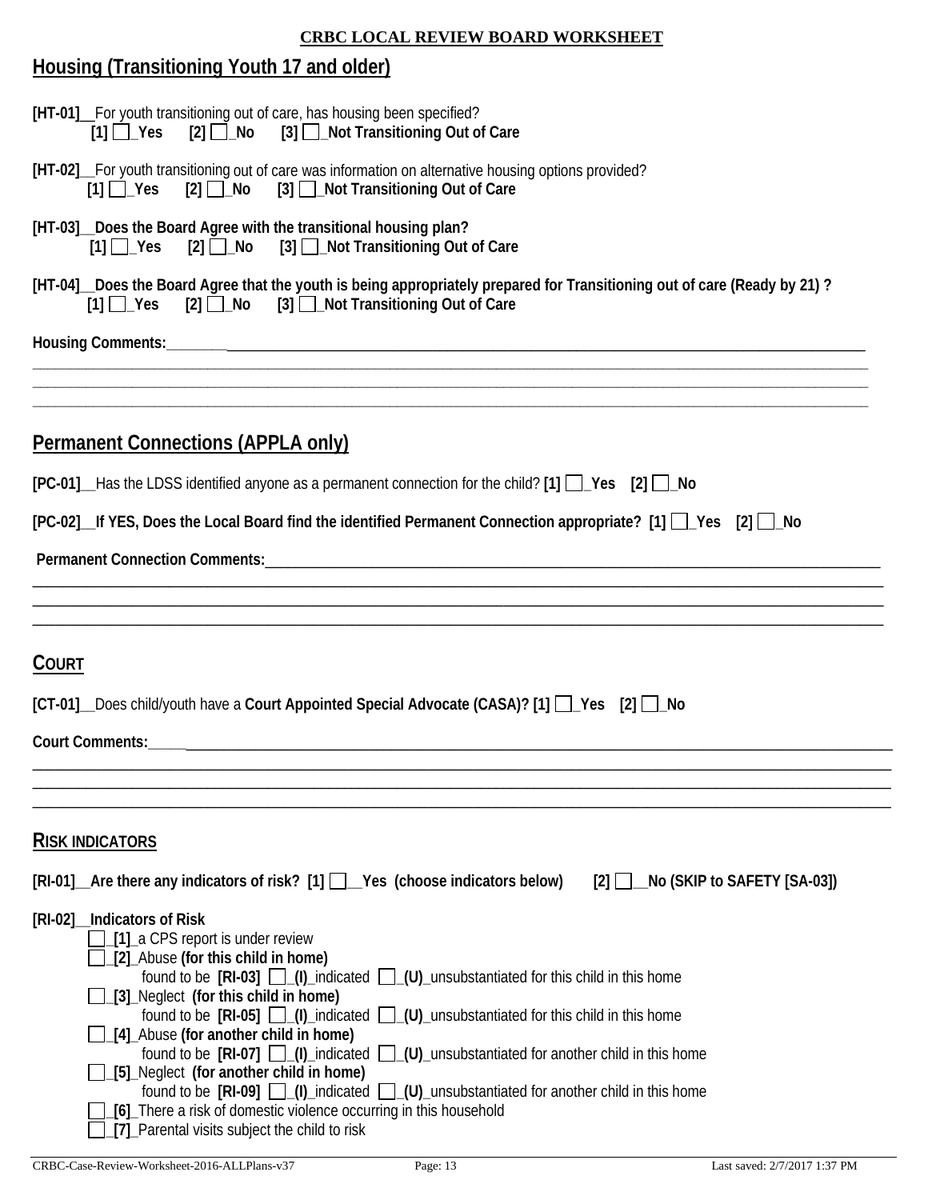**CRBC LOCAL REVIEW BOARD WORKSHEET**

## Housing (Transitioning Youth 17 and older)

**[HT-01]**__For youth transitioning out of care, has housing been specified?
**[1]** ☐_**Yes** **[2]** ☐_**No** **[3]** ☐_**Not Transitioning Out of Care**

**[HT-02]**__For youth transitioning out of care was information on alternative housing options provided?
**[1]** ☐_**Yes** **[2]** ☐_**No** **[3]** ☐_**Not Transitioning Out of Care**

**[HT-03]__Does the Board Agree with the transitional housing plan?**
**[1]** ☐_**Yes** **[2]** ☐_**No** **[3]** ☐_**Not Transitioning Out of Care**

**[HT-04]__Does the Board Agree that the youth is being appropriately prepared for Transitioning out of care (Ready by 21) ?**
**[1]** ☐_**Yes** **[2]** ☐_**No** **[3]** ☐_**Not Transitioning Out of Care**

**Housing Comments:**________________________________________________________________________________
____________________________________________________________________________________________________
____________________________________________________________________________________________________
____________________________________________________________________________________________________

## Permanent Connections (APPLA only)

**[PC-01]**__Has the LDSS identified anyone as a permanent connection for the child? **[1]** ☐_**Yes** **[2]** ☐_**No**

**[PC-02]__If YES, Does the Local Board find the identified Permanent Connection appropriate? [1]** ☐_**Yes** **[2]** ☐_**No**

**Permanent Connection Comments:**______________________________________________________________________
____________________________________________________________________________________________________
____________________________________________________________________________________________________
____________________________________________________________________________________________________

## COURT

**[CT-01]**__Does child/youth have a **Court Appointed Special Advocate (CASA)? [1]** ☐_**Yes** **[2]** ☐_**No**

**Court Comments:**_________________________________________________________________________________
____________________________________________________________________________________________________
____________________________________________________________________________________________________
____________________________________________________________________________________________________

## RISK INDICATORS

**[RI-01]__Are there any indicators of risk? [1]** ☐__**Yes (choose indicators below)** **[2]** ☐__**No (SKIP to SAFETY [SA-03])**

**[RI-02]__Indicators of Risk**
- ☐_**[1]**_a CPS report is under review
- ☐_**[2]**_Abuse **(for this child in home)**
  found to be **[RI-03]** ☐_**(I)**_indicated ☐_**(U)**_unsubstantiated for this child in this home
- ☐_**[3]**_Neglect **(for this child in home)**
  found to be **[RI-05]** ☐_**(I)**_indicated ☐_**(U)**_unsubstantiated for this child in this home
- ☐_**[4]**_Abuse **(for another child in home)**
  found to be **[RI-07]** ☐_**(I)**_indicated ☐_**(U)**_unsubstantiated for another child in this home
- ☐_**[5]**_Neglect **(for another child in home)**
  found to be **[RI-09]** ☐_**(I)**_indicated ☐_**(U)**_unsubstantiated for another child in this home
- ☐_**[6]**_There a risk of domestic violence occurring in this household
- ☐_**[7]**_Parental visits subject the child to risk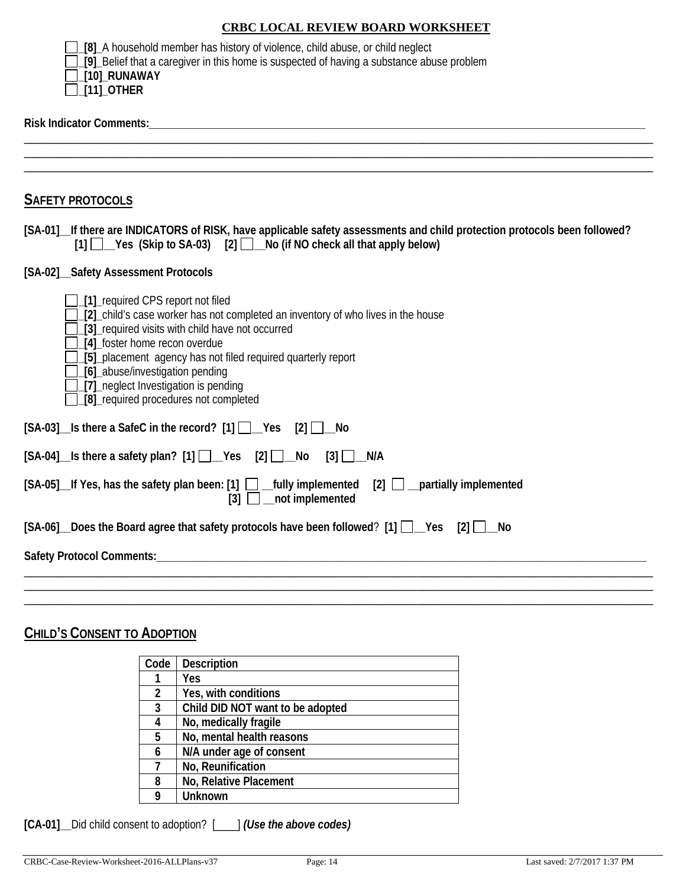☐_[8]_A household member has history of violence, child abuse, or child neglect
☐_[9]_Belief that a caregiver in this home is suspected of having a substance abuse problem
☐_**[10]_RUNAWAY**
☐_**[11]_OTHER**

**Risk Indicator Comments:**_______________________________________________________________________________________
________________________________________________________________________________________________________________
________________________________________________________________________________________________________________
________________________________________________________________________________________________________________

## SAFETY PROTOCOLS

**[SA-01]__If there are INDICATORS of RISK, have applicable safety assessments and child protection protocols been followed?**
**[1] ☐__Yes (Skip to SA-03) [2] ☐__No (if NO check all that apply below)**

**[SA-02]__Safety Assessment Protocols**

☐_[1]_required CPS report not filed
☐_[2]_child's case worker has not completed an inventory of who lives in the house
☐_[3]_required visits with child have not occurred
☐_[4]_foster home recon overdue
☐_[5]_placement agency has not filed required quarterly report
☐_[6]_abuse/investigation pending
☐_[7]_neglect Investigation is pending
☐_[8]_required procedures not completed

**[SA-03]__Is there a SafeC in the record? [1] ☐__Yes [2] ☐__No**

**[SA-04]__Is there a safety plan? [1] ☐__Yes [2] ☐__No [3] ☐__N/A**

**[SA-05]__If Yes, has the safety plan been: [1] ☐ __fully implemented [2] ☐ __partially implemented**
**[3] ☐ __not implemented**

**[SA-06]__Does the Board agree that safety protocols have been followed? [1] ☐__Yes [2] ☐__No**

**Safety Protocol Comments:**_______________________________________________________________________________________
________________________________________________________________________________________________________________
________________________________________________________________________________________________________________
________________________________________________________________________________________________________________

## CHILD'S CONSENT TO ADOPTION

| Code | Description |
|---|---|
| 1 | Yes |
| 2 | Yes, with conditions |
| 3 | Child DID NOT want to be adopted |
| 4 | No, medically fragile |
| 5 | No, mental health reasons |
| 6 | N/A under age of consent |
| 7 | No, Reunification |
| 8 | No, Relative Placement |
| 9 | Unknown |

**[CA-01]**__Did child consent to adoption? [____] ***(Use the above codes)***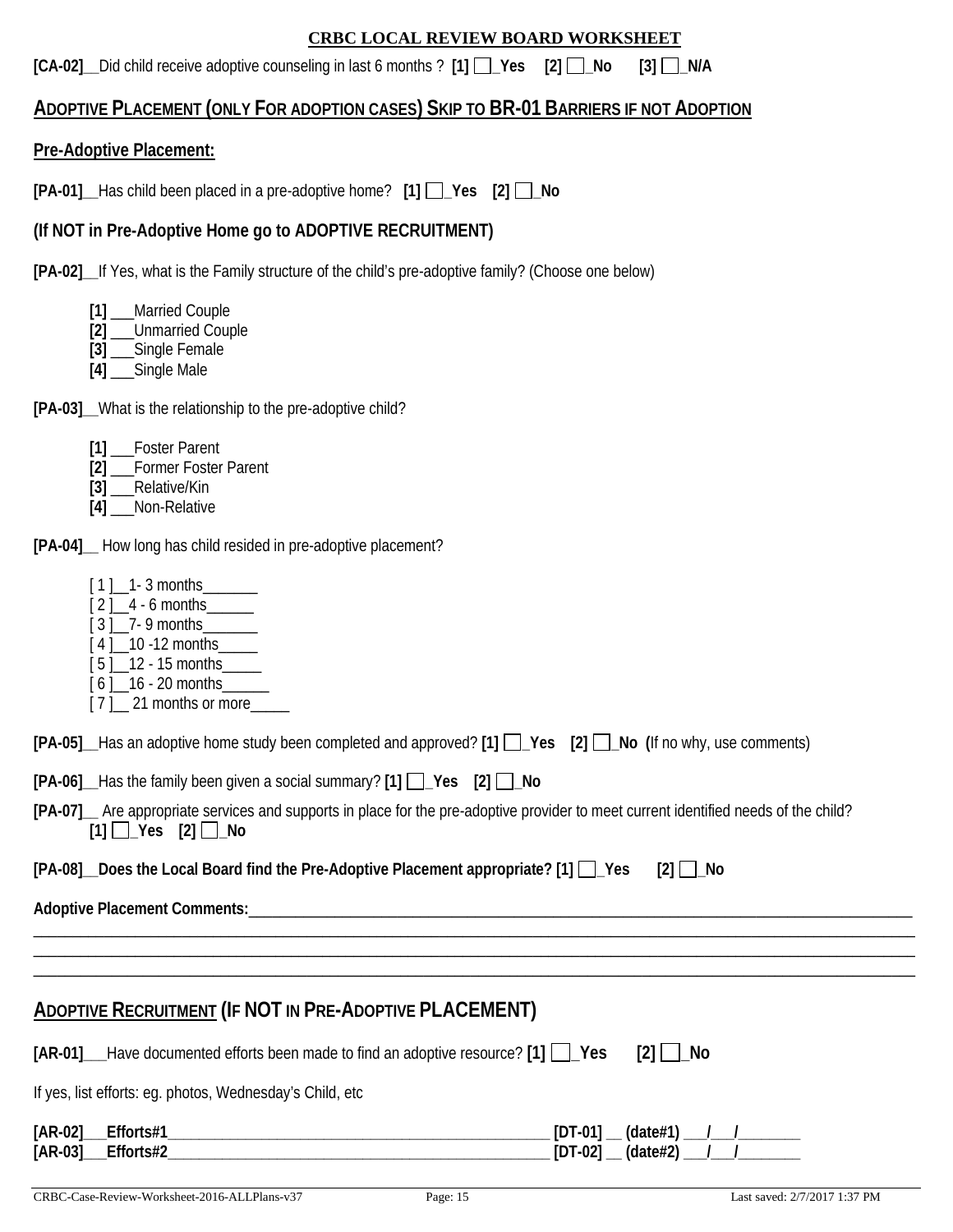**CRBC LOCAL REVIEW BOARD WORKSHEET**

**[CA-02]**__Did child receive adoptive counseling in last 6 months ? **[1]** ☐_**Yes** **[2]** ☐_**No** **[3]** ☐_**N/A**

## ADOPTIVE PLACEMENT (ONLY FOR ADOPTION CASES) SKIP TO BR-01 BARRIERS IF NOT ADOPTION

### Pre-Adoptive Placement:

**[PA-01]**__Has child been placed in a pre-adoptive home? **[1]** ☐_**Yes** **[2]** ☐_**No**

### (If NOT in Pre-Adoptive Home go to ADOPTIVE RECRUITMENT)

**[PA-02]**__If Yes, what is the Family structure of the child's pre-adoptive family? (Choose one below)

- **[1]** ___Married Couple
- **[2]** ___Unmarried Couple
- **[3]** ___Single Female
- **[4]** ___Single Male

**[PA-03]**__What is the relationship to the pre-adoptive child?

- **[1]** ___Foster Parent
- **[2]** ___Former Foster Parent
- **[3]** ___Relative/Kin
- **[4]** ___Non-Relative

**[PA-04]**__ How long has child resided in pre-adoptive placement?

- [ 1 ]__1- 3 months_______
- [ 2 ]__4 - 6 months______
- [ 3 ]__7- 9 months_______
- [ 4 ]__10 -12 months_____
- [ 5 ]__12 - 15 months_____
- [ 6 ]__16 - 20 months______
- [ 7 ]__ 21 months or more_____

**[PA-05]**__Has an adoptive home study been completed and approved? **[1]** ☐_**Yes** **[2]** ☐_**No** **(**If no why, use comments)

**[PA-06]**__Has the family been given a social summary? **[1]** ☐_**Yes** **[2]** ☐_**No**

**[PA-07]**__ Are appropriate services and supports in place for the pre-adoptive provider to meet current identified needs of the child? **[1]** ☐_**Yes** **[2]** ☐_**No**

**[PA-08]__Does the Local Board find the Pre-Adoptive Placement appropriate? [1]** ☐_**Yes** **[2]** ☐_**No**

**Adoptive Placement Comments:**_____________________________________________________________________________
________________________________________________________________________________________________
________________________________________________________________________________________________
________________________________________________________________________________________________

## ADOPTIVE RECRUITMENT (IF NOT IN PRE-ADOPTIVE PLACEMENT)

**[AR-01]**___Have documented efforts been made to find an adoptive resource? **[1]** ☐_**Yes** **[2]** ☐_**No**

If yes, list efforts: eg. photos, Wednesday's Child, etc

**[AR-02]___Efforts#1**__________________________________________________ **[DT-01]** __ **(date#1)** ___/___/________
**[AR-03]___Efforts#2**__________________________________________________ **[DT-02]** __ **(date#2)** ___/___/________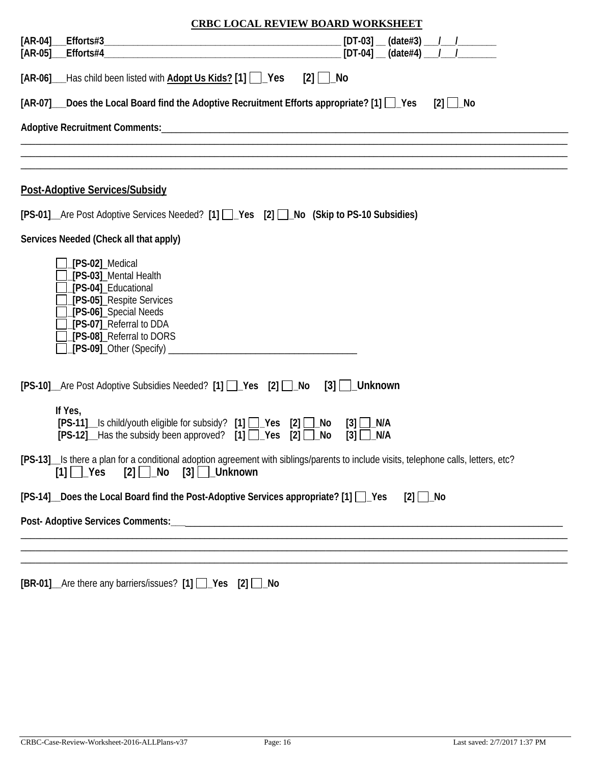**CRBC LOCAL REVIEW BOARD WORKSHEET**

**[AR-04]___Efforts#3**__________________________________________________ **[DT-03]** __ **(date#3)** ___/___/_______
**[AR-05]___Efforts#4**__________________________________________________ **[DT-04]** __ **(date#4)** ___/___/_______

**[AR-06]**___Has child been listed with **Adopt Us Kids?** **[1]** ☐_**Yes** **[2]** ☐_**No**

**[AR-07]___Does the Local Board find the Adoptive Recruitment Efforts appropriate? [1]** ☐_**Yes** **[2]** ☐_**No**

**Adoptive Recruitment Comments:**_______________________________________________________________________________
_______________________________________________________________________________________________________
_______________________________________________________________________________________________________
_______________________________________________________________________________________________________

## Post-Adoptive Services/Subsidy

**[PS-01]**__Are Post Adoptive Services Needed? **[1]** ☐_**Yes** **[2]** ☐_**No (Skip to PS-10 Subsidies)**

**Services Needed (Check all that apply)**

- ☐_**[PS-02]**_Medical
- ☐_**[PS-03]**_Mental Health
- ☐_**[PS-04]**_Educational
- ☐_**[PS-05]**_Respite Services
- ☐_**[PS-06]**_Special Needs
- ☐_**[PS-07]**_Referral to DDA
- ☐_**[PS-08]**_Referral to DORS
- ☐_**[PS-09]**_Other (Specify) ______________________________________

**[PS-10]**__Are Post Adoptive Subsidies Needed? **[1]** ☐_**Yes** **[2]** ☐_**No** **[3]** ☐_**Unknown**

**If Yes,**
**[PS-11]**__Is child/youth eligible for subsidy? **[1]** ☐_**Yes** **[2]** ☐_**No** **[3]** ☐_**N/A**
**[PS-12]**__Has the subsidy been approved? **[1]** ☐_**Yes** **[2]** ☐_**No** **[3]** ☐_**N/A**

**[PS-13]**__Is there a plan for a conditional adoption agreement with siblings/parents to include visits, telephone calls, letters, etc?
**[1]** ☐_**Yes** **[2]** ☐_**No** **[3]** ☐_**Unknown**

**[PS-14]__Does the Local Board find the Post-Adoptive Services appropriate? [1]** ☐_**Yes** **[2]** ☐_**No**

**Post- Adoptive Services Comments:**___________________________________________________________________________
_______________________________________________________________________________________________________
_______________________________________________________________________________________________________
_______________________________________________________________________________________________________

**[BR-01]**__Are there any barriers/issues? **[1]** ☐_**Yes** **[2]** ☐_**No**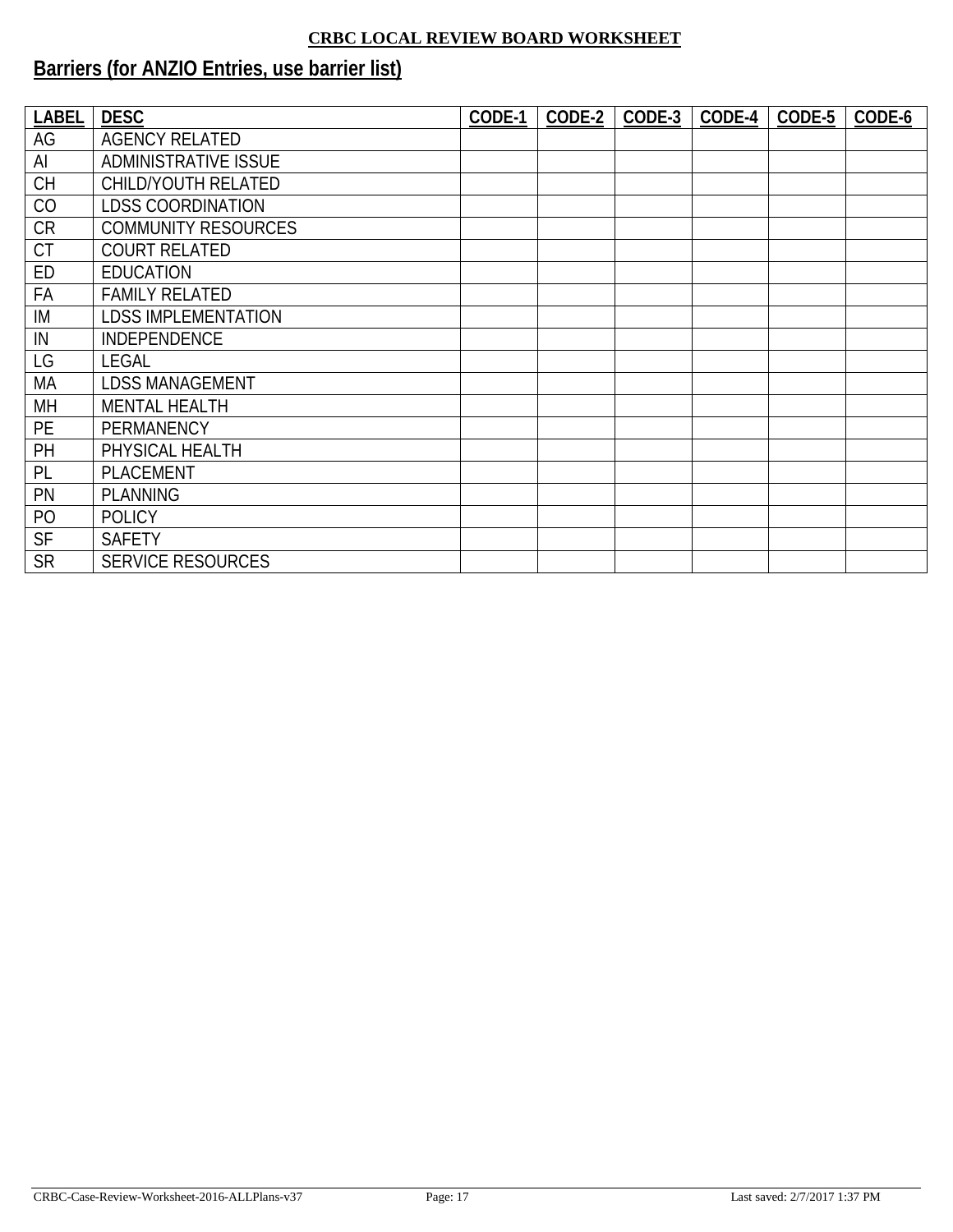**CRBC LOCAL REVIEW BOARD WORKSHEET**

## Barriers (for ANZIO Entries, use barrier list)

| LABEL | DESC | CODE-1 | CODE-2 | CODE-3 | CODE-4 | CODE-5 | CODE-6 |
|---|---|---|---|---|---|---|---|
| AG | AGENCY RELATED | | | | | | |
| AI | ADMINISTRATIVE ISSUE | | | | | | |
| CH | CHILD/YOUTH RELATED | | | | | | |
| CO | LDSS COORDINATION | | | | | | |
| CR | COMMUNITY RESOURCES | | | | | | |
| CT | COURT RELATED | | | | | | |
| ED | EDUCATION | | | | | | |
| FA | FAMILY RELATED | | | | | | |
| IM | LDSS IMPLEMENTATION | | | | | | |
| IN | INDEPENDENCE | | | | | | |
| LG | LEGAL | | | | | | |
| MA | LDSS MANAGEMENT | | | | | | |
| MH | MENTAL HEALTH | | | | | | |
| PE | PERMANENCY | | | | | | |
| PH | PHYSICAL HEALTH | | | | | | |
| PL | PLACEMENT | | | | | | |
| PN | PLANNING | | | | | | |
| PO | POLICY | | | | | | |
| SF | SAFETY | | | | | | |
| SR | SERVICE RESOURCES | | | | | | |